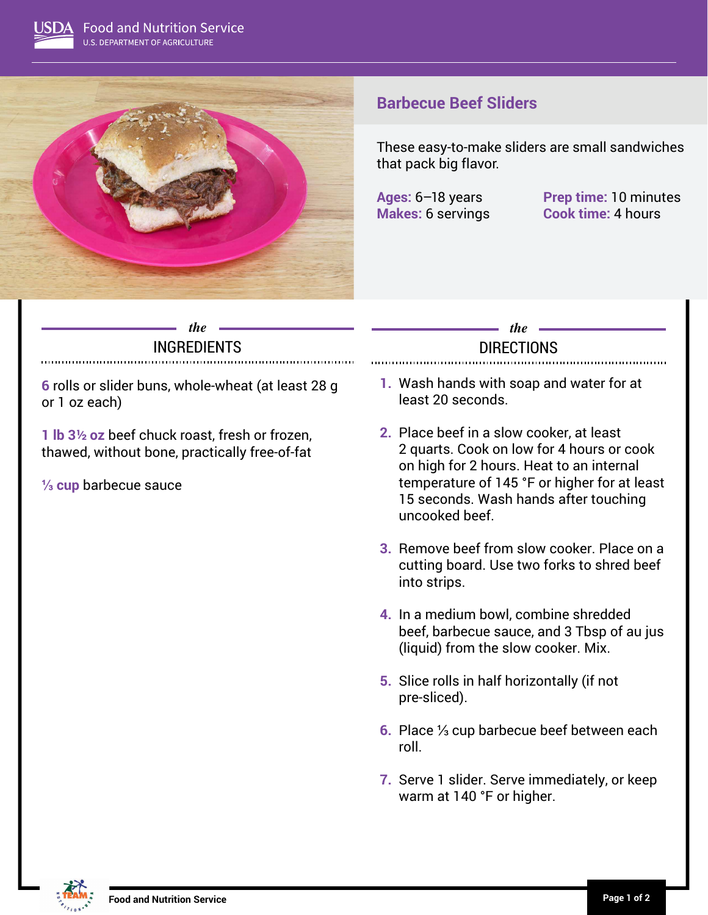# Barbecue Beef Sliders

These easy-to-make sliders are small sandwiches that pack big flavor.

**Ages:** 6–18 years
**Makes:** 6 servings
**Prep time:** 10 minutes
**Cook time:** 4 hours

## *the* INGREDIENTS

**6** rolls or slider buns, whole-wheat (at least 28 g or 1 oz each)

**1 lb 3½ oz** beef chuck roast, fresh or frozen, thawed, without bone, practically free-of-fat

**⅓ cup** barbecue sauce

## *the* DIRECTIONS

1. Wash hands with soap and water for at least 20 seconds.
2. Place beef in a slow cooker, at least 2 quarts. Cook on low for 4 hours or cook on high for 2 hours. Heat to an internal temperature of 145 °F or higher for at least 15 seconds. Wash hands after touching uncooked beef.
3. Remove beef from slow cooker. Place on a cutting board. Use two forks to shred beef into strips.
4. In a medium bowl, combine shredded beef, barbecue sauce, and 3 Tbsp of au jus (liquid) from the slow cooker. Mix.
5. Slice rolls in half horizontally (if not pre-sliced).
6. Place ⅓ cup barbecue beef between each roll.
7. Serve 1 slider. Serve immediately, or keep warm at 140 °F or higher.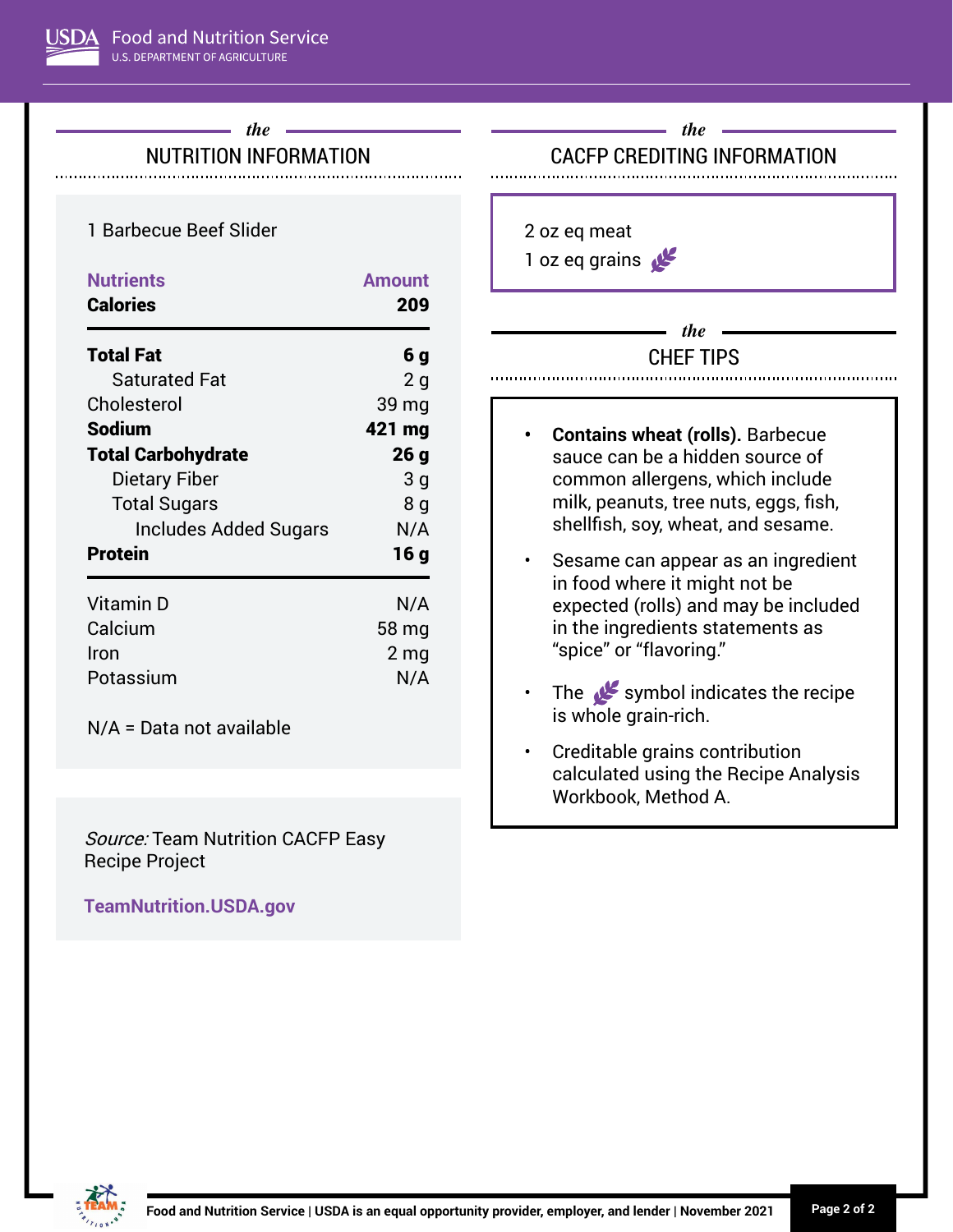## *the* NUTRITION INFORMATION

1 Barbecue Beef Slider

| Nutrients | Amount |
|---|---|
| **Calories** | **209** |
| **Total Fat** | **6 g** |
| Saturated Fat | 2 g |
| Cholesterol | 39 mg |
| **Sodium** | **421 mg** |
| **Total Carbohydrate** | **26 g** |
| Dietary Fiber | 3 g |
| Total Sugars | 8 g |
| Includes Added Sugars | N/A |
| **Protein** | **16 g** |
| Vitamin D | N/A |
| Calcium | 58 mg |
| Iron | 2 mg |
| Potassium | N/A |

N/A = Data not available

*Source:* Team Nutrition CACFP Easy Recipe Project

**TeamNutrition.USDA.gov**

## *the* CACFP CREDITING INFORMATION

2 oz eq meat
1 oz eq grains

## *the* CHEF TIPS

- **Contains wheat (rolls).** Barbecue sauce can be a hidden source of common allergens, which include milk, peanuts, tree nuts, eggs, fish, shellfish, soy, wheat, and sesame.
- Sesame can appear as an ingredient in food where it might not be expected (rolls) and may be included in the ingredients statements as "spice" or "flavoring."
- The symbol indicates the recipe is whole grain-rich.
- Creditable grains contribution calculated using the Recipe Analysis Workbook, Method A.

Food and Nutrition Service | USDA is an equal opportunity provider, employer, and lender | November 2021